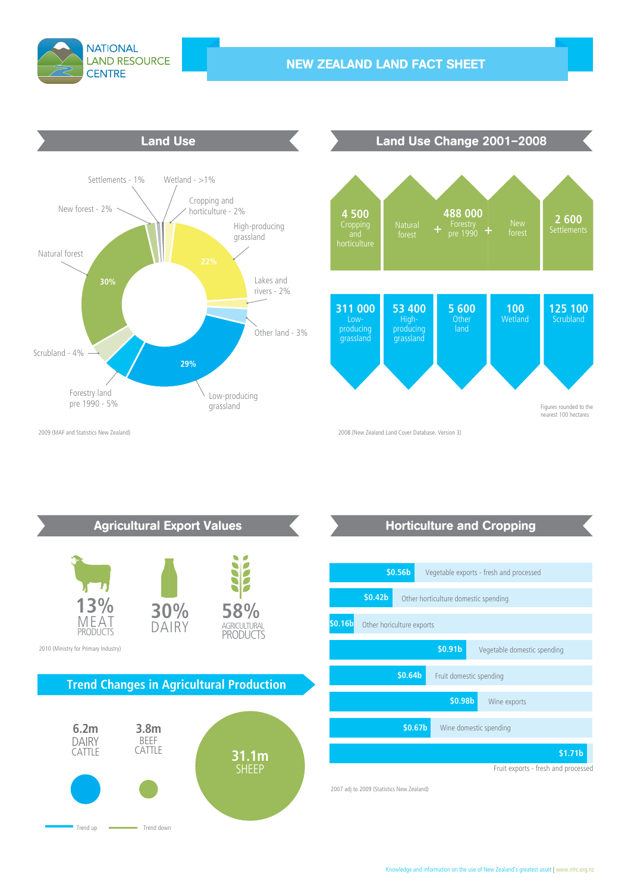NATIONAL LAND RESOURCE CENTRE

# NEW ZEALAND LAND FACT SHEET

## Land Use

| Land use | Share |
|---|---|
| Settlements | 1% |
| Wetland | >1% |
| Cropping and horticulture | 2% |
| High-producing grassland | 22% |
| Lakes and rivers | 2% |
| Other land | 3% |
| Low-producing grassland | 29% |
| Forestry land pre 1990 | 5% |
| Scrubland | 4% |
| Natural forest | 30% |
| New forest | 2% |

2009 (MAF and Statistics New Zealand)

## Land Use Change 2001–2008

Increases:

| Land use | Change |
|---|---|
| Cropping and horticulture | 4 500 |
| Natural forest + Forestry pre 1990 + New forest | 488 000 |
| Settlements | 2 600 |

Decreases:

| Land use | Change |
|---|---|
| Low-producing grassland | 311 000 |
| High-producing grassland | 53 400 |
| Other land | 5 600 |
| Wetland | 100 |
| Scrubland | 125 100 |

Figures rounded to the nearest 100 hectares

2008 (New Zealand Land Cover Database. Version 3)

## Agricultural Export Values

| Category | Share |
|---|---|
| Meat products | 13% |
| Dairy | 30% |
| Agricultural products | 58% |

2010 (Ministry for Primary Industry)

## Trend Changes in Agricultural Production

| Category | Value | Trend |
|---|---|---|
| Dairy cattle | 6.2m | Trend up |
| Beef cattle | 3.8m | Trend down |
| Sheep | 31.1m | Trend down |

## Horticulture and Cropping

| Item | Value |
|---|---|
| Vegetable exports - fresh and processed | $0.56b |
| Other horticulture domestic spending | $0.42b |
| Other horiculture exports | $0.16b |
| Vegetable domestic spending | $0.91b |
| Fruit domestic spending | $0.64b |
| Wine exports | $0.98b |
| Wine domestic spending | $0.67b |
| Fruit exports - fresh and processed | $1.71b |

2007 adj to 2009 (Statistics New Zealand)

Knowledge and information on the use of New Zealand's greatest asset | www.nlrc.org.nz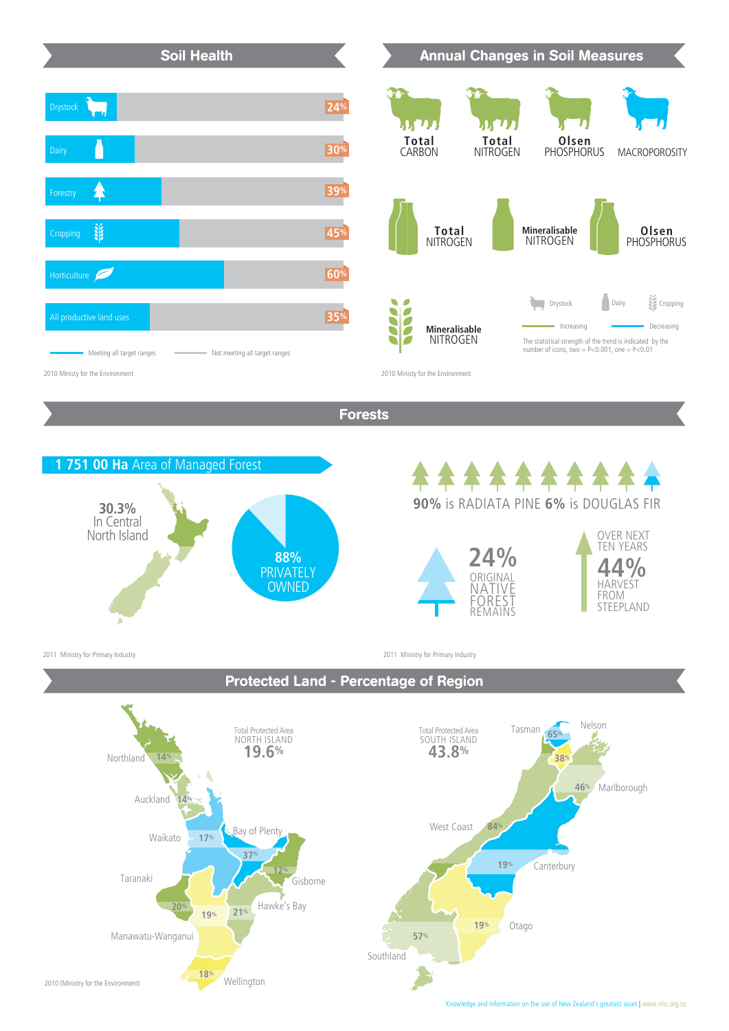## Soil Health

Drystock 24%

Dairy 30%

Forestry 39%

Cropping 45%

Horticulture 60%

All productive land uses 35%

Meeting all target ranges

Not meeting all target ranges

2010 Ministy for the Environment

## Annual Changes in Soil Measures

Total CARBON

Total NITROGEN

Olsen PHOSPHORUS

MACROPOROSITY

Total NITROGEN

Mineralisable NITROGEN

Olsen PHOSPHORUS

Mineralisable NITROGEN

Drystock

Dairy

Cropping

Increasing

Decreasing

The statistical strength of the trend is indicated by the number of icons, two = P<0.001, one = P<0.01

2010 Ministy for the Environment

## Forests

1 751 00 Ha Area of Managed Forest

30.3% In Central North Island

88% PRIVATELY OWNED

90% is RADIATA PINE 6% is DOUGLAS FIR

24% ORIGINAL NATIVE FOREST REMAINS

OVER NEXT TEN YEARS 44% HARVEST FROM STEEPLAND

2011 Ministry for Primary Industry

2011 Ministry for Primary Industry

## Protected Land - Percentage of Region

Total Protected Area NORTH ISLAND 19.6%

Northland 14%

Auckland 14%

Waikato 17%

Bay of Plenty 37%

Gisborne 12%

Taranaki 20%

Manawatu-Wanganui 19%

Hawke's Bay 21%

Wellington 18%

Total Protected Area SOUTH ISLAND 43.8%

Tasman 65%

Nelson 38%

Marlborough 46%

West Coast 84%

Canterbury 19%

Otago 19%

Southland 57%

2010 (Ministry for the Environment)

Knowledge and information on the use of New Zealand's greatest asset | www.nlrc.org.nz